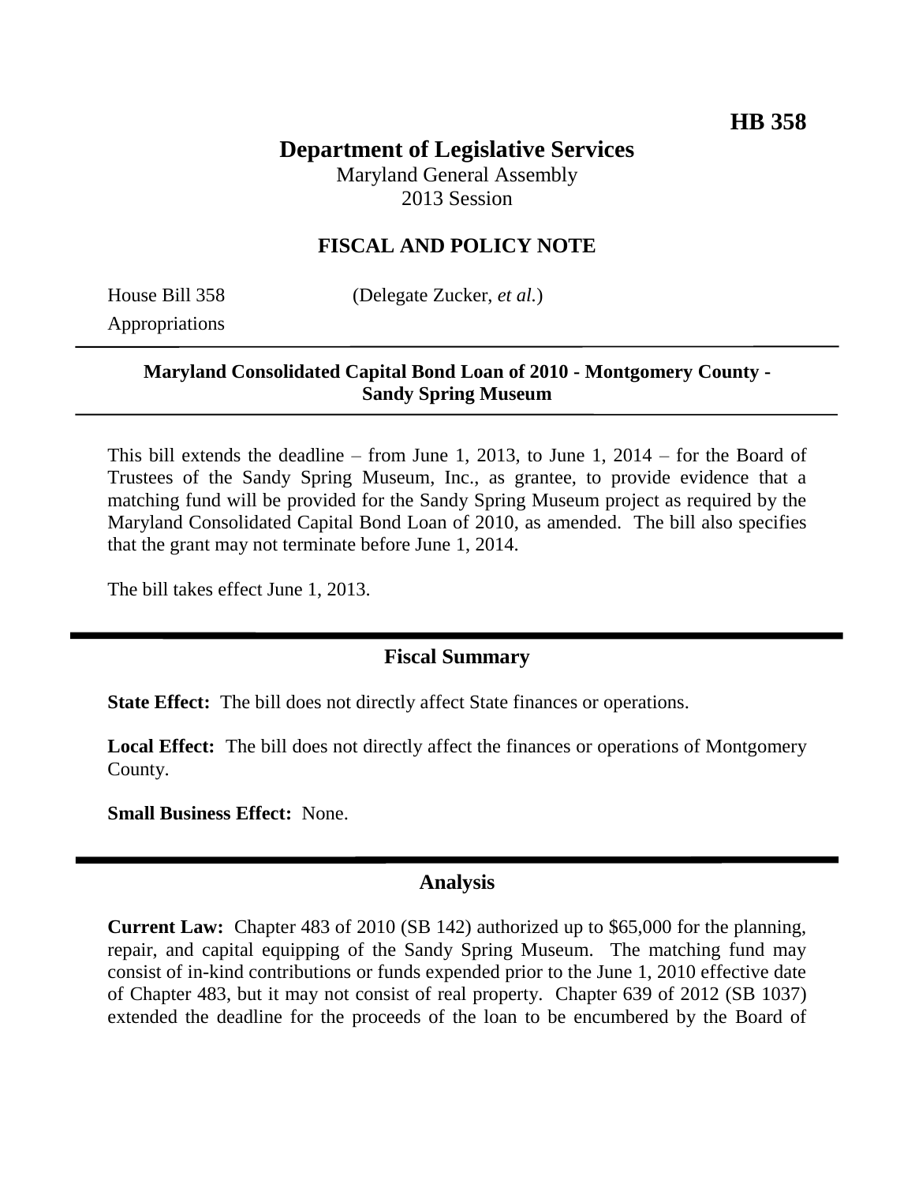**HB 358**

# Department of Legislative Services

Maryland General Assembly
2013 Session

## FISCAL AND POLICY NOTE

House Bill 358 (Delegate Zucker, *et al.*)
Appropriations

**Maryland Consolidated Capital Bond Loan of 2010 - Montgomery County - Sandy Spring Museum**

This bill extends the deadline – from June 1, 2013, to June 1, 2014 – for the Board of Trustees of the Sandy Spring Museum, Inc., as grantee, to provide evidence that a matching fund will be provided for the Sandy Spring Museum project as required by the Maryland Consolidated Capital Bond Loan of 2010, as amended. The bill also specifies that the grant may not terminate before June 1, 2014.

The bill takes effect June 1, 2013.

## Fiscal Summary

**State Effect:** The bill does not directly affect State finances or operations.

**Local Effect:** The bill does not directly affect the finances or operations of Montgomery County.

**Small Business Effect:** None.

## Analysis

**Current Law:** Chapter 483 of 2010 (SB 142) authorized up to $65,000 for the planning, repair, and capital equipping of the Sandy Spring Museum. The matching fund may consist of in-kind contributions or funds expended prior to the June 1, 2010 effective date of Chapter 483, but it may not consist of real property. Chapter 639 of 2012 (SB 1037) extended the deadline for the proceeds of the loan to be encumbered by the Board of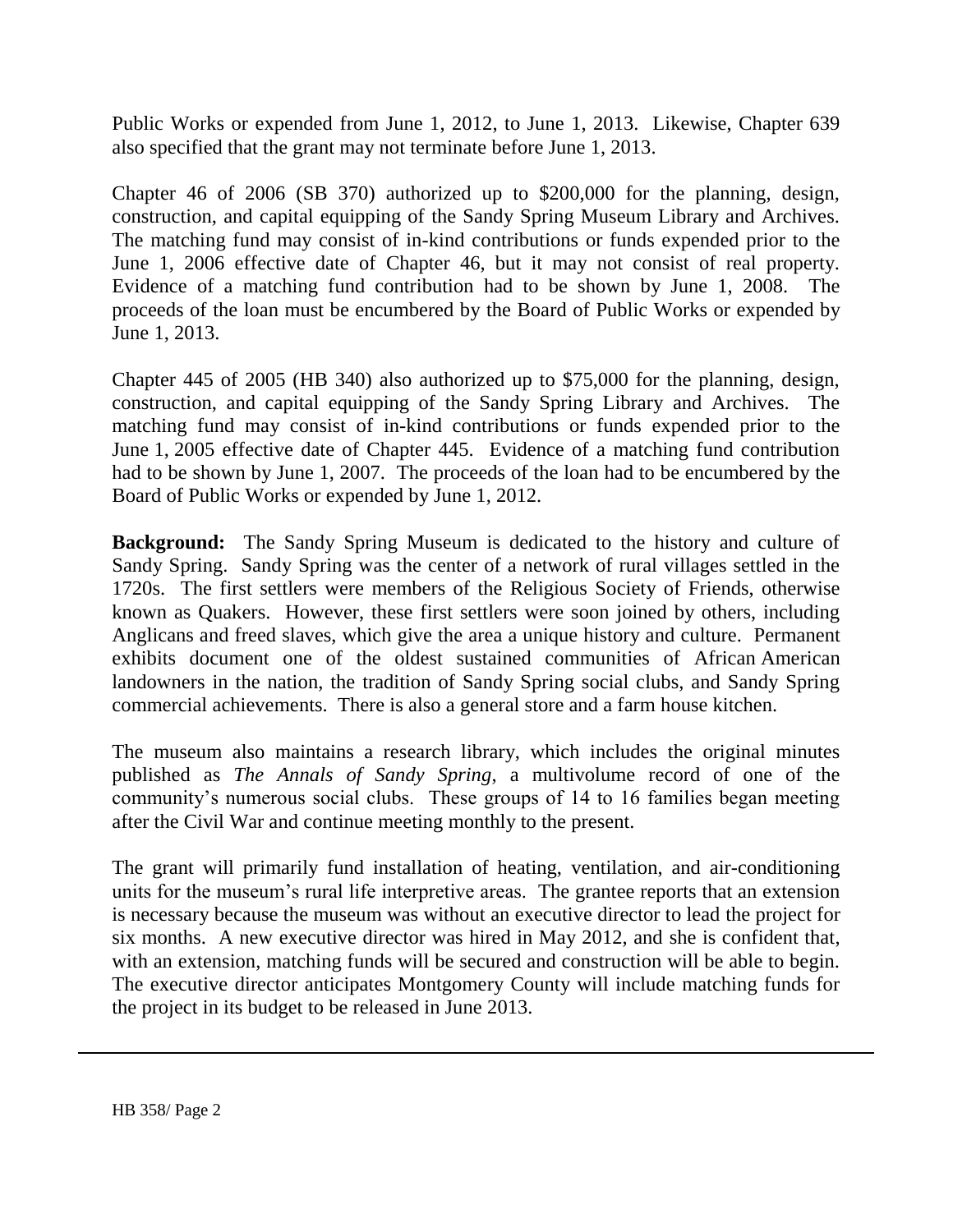Public Works or expended from June 1, 2012, to June 1, 2013. Likewise, Chapter 639 also specified that the grant may not terminate before June 1, 2013.

Chapter 46 of 2006 (SB 370) authorized up to $200,000 for the planning, design, construction, and capital equipping of the Sandy Spring Museum Library and Archives. The matching fund may consist of in-kind contributions or funds expended prior to the June 1, 2006 effective date of Chapter 46, but it may not consist of real property. Evidence of a matching fund contribution had to be shown by June 1, 2008. The proceeds of the loan must be encumbered by the Board of Public Works or expended by June 1, 2013.

Chapter 445 of 2005 (HB 340) also authorized up to $75,000 for the planning, design, construction, and capital equipping of the Sandy Spring Library and Archives. The matching fund may consist of in-kind contributions or funds expended prior to the June 1, 2005 effective date of Chapter 445. Evidence of a matching fund contribution had to be shown by June 1, 2007. The proceeds of the loan had to be encumbered by the Board of Public Works or expended by June 1, 2012.

**Background:** The Sandy Spring Museum is dedicated to the history and culture of Sandy Spring. Sandy Spring was the center of a network of rural villages settled in the 1720s. The first settlers were members of the Religious Society of Friends, otherwise known as Quakers. However, these first settlers were soon joined by others, including Anglicans and freed slaves, which give the area a unique history and culture. Permanent exhibits document one of the oldest sustained communities of African American landowners in the nation, the tradition of Sandy Spring social clubs, and Sandy Spring commercial achievements. There is also a general store and a farm house kitchen.

The museum also maintains a research library, which includes the original minutes published as *The Annals of Sandy Spring*, a multivolume record of one of the community's numerous social clubs. These groups of 14 to 16 families began meeting after the Civil War and continue meeting monthly to the present.

The grant will primarily fund installation of heating, ventilation, and air-conditioning units for the museum's rural life interpretive areas. The grantee reports that an extension is necessary because the museum was without an executive director to lead the project for six months. A new executive director was hired in May 2012, and she is confident that, with an extension, matching funds will be secured and construction will be able to begin. The executive director anticipates Montgomery County will include matching funds for the project in its budget to be released in June 2013.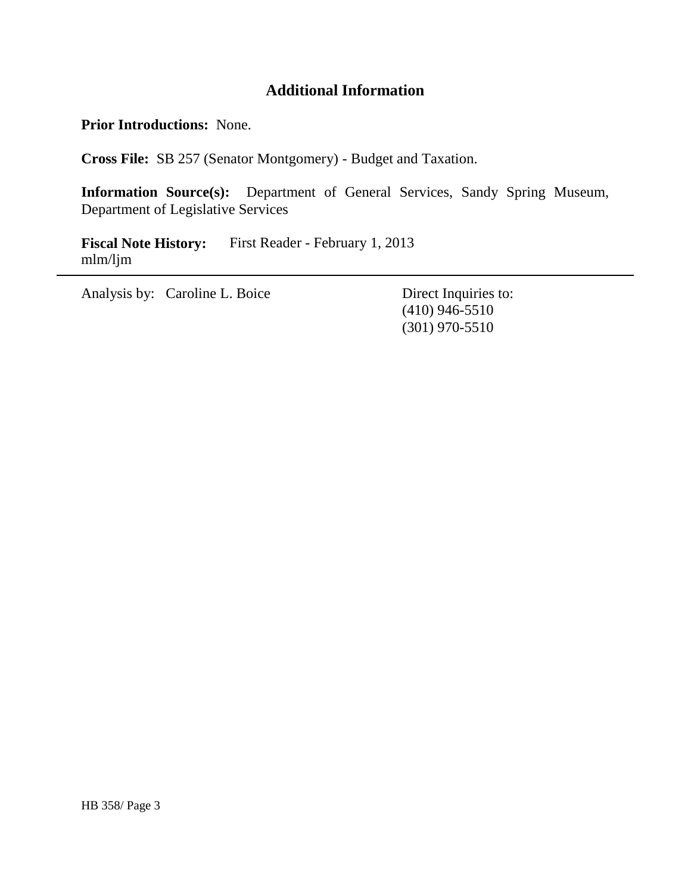## Additional Information

**Prior Introductions:** None.

**Cross File:** SB 257 (Senator Montgomery) - Budget and Taxation.

**Information Source(s):** Department of General Services, Sandy Spring Museum, Department of Legislative Services

**Fiscal Note History:** First Reader - February 1, 2013
mlm/ljm

---

Analysis by: Caroline L. Boice

Direct Inquiries to:
(410) 946-5510
(301) 970-5510